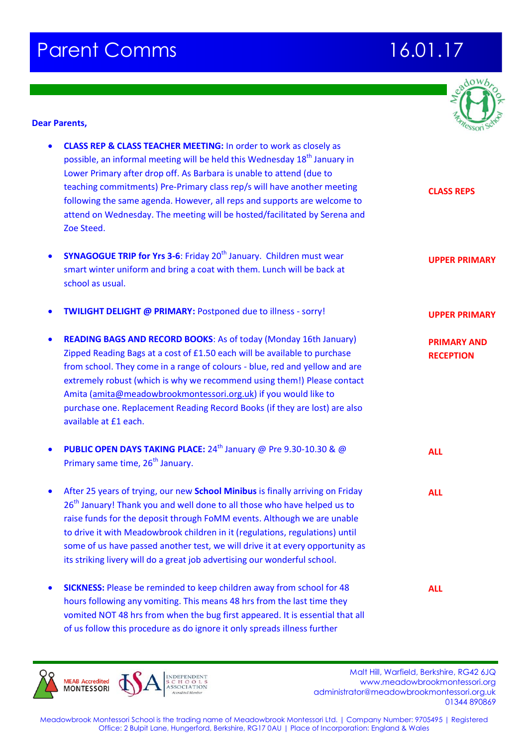# Parent Comms 16.01.17

**Dear Parents,**

- **CLASS REP & CLASS TEACHER MEETING:** In order to work as closely as possible, an informal meeting will be held this Wednesday 18th January in Lower Primary after drop off. As Barbara is unable to attend (due to teaching commitments) Pre-Primary class rep/s will have another meeting following the same agenda. However, all reps and supports are welcome to attend on Wednesday. The meeting will be hosted/facilitated by Serena and Zoe Steed. — **CLASS REPS**

- **SYNAGOGUE TRIP for Yrs 3-6**: Friday 20th January. Children must wear smart winter uniform and bring a coat with them. Lunch will be back at school as usual. — **UPPER PRIMARY**

- **TWILIGHT DELIGHT @ PRIMARY:** Postponed due to illness - sorry! — **UPPER PRIMARY**

- **READING BAGS AND RECORD BOOKS**: As of today (Monday 16th January) Zipped Reading Bags at a cost of £1.50 each will be available to purchase from school. They come in a range of colours - blue, red and yellow and are extremely robust (which is why we recommend using them!) Please contact Amita (amita@meadowbrookmontessori.org.uk) if you would like to purchase one. Replacement Reading Record Books (if they are lost) are also available at £1 each. — **PRIMARY AND RECEPTION**

- **PUBLIC OPEN DAYS TAKING PLACE:** 24th January @ Pre 9.30-10.30 & @ Primary same time, 26th January. — **ALL**

- After 25 years of trying, our new **School Minibus** is finally arriving on Friday 26th January! Thank you and well done to all those who have helped us to raise funds for the deposit through FoMM events. Although we are unable to drive it with Meadowbrook children in it (regulations, regulations) until some of us have passed another test, we will drive it at every opportunity as its striking livery will do a great job advertising our wonderful school. — **ALL**

- **SICKNESS:** Please be reminded to keep children away from school for 48 hours following any vomiting. This means 48 hrs from the last time they vomited NOT 48 hrs from when the bug first appeared. It is essential that all of us follow this procedure as do ignore it only spreads illness further — **ALL**

MEAB Accredited MONTESSORI | ISA Independent Schools Association Accredited Member

Malt Hill, Warfield, Berkshire, RG42 6JQ
www.meadowbrookmontessori.org
administrator@meadowbrookmontessori.org.uk
01344 890869

Meadowbrook Montessori School is the trading name of Meadowbrook Montessori Ltd. | Company Number: 9705495 | Registered Office: 2 Bulpit Lane, Hungerford, Berkshire, RG17 0AU | Place of Incorporation: England & Wales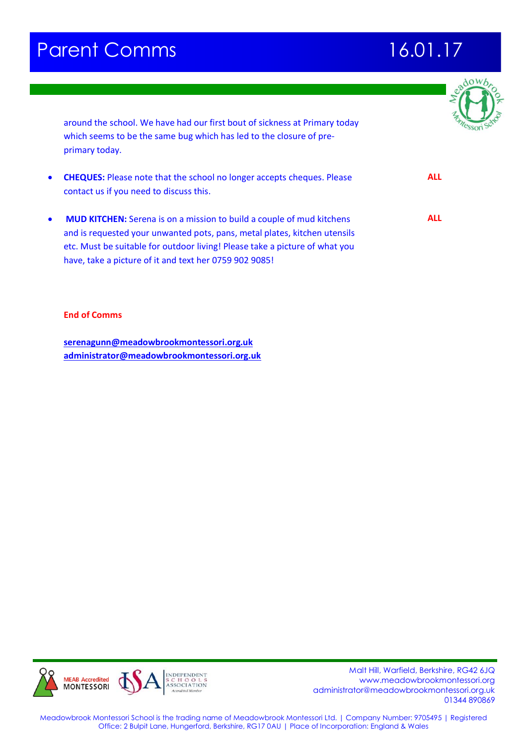around the school. We have had our first bout of sickness at Primary today which seems to be the same bug which has led to the closure of pre-primary today.

- **CHEQUES:** Please note that the school no longer accepts cheques. Please contact us if you need to discuss this. **ALL**

- **MUD KITCHEN:** Serena is on a mission to build a couple of mud kitchens and is requested your unwanted pots, pans, metal plates, kitchen utensils etc. Must be suitable for outdoor living! Please take a picture of what you have, take a picture of it and text her 0759 902 9085! **ALL**

**End of Comms**

**serenagunn@meadowbrookmontessori.org.uk**
**administrator@meadowbrookmontessori.org.uk**

Malt Hill, Warfield, Berkshire, RG42 6JQ
www.meadowbrookmontessori.org
administrator@meadowbrookmontessori.org.uk
01344 890869

Meadowbrook Montessori School is the trading name of Meadowbrook Montessori Ltd. | Company Number: 9705495 | Registered Office: 2 Bulpit Lane, Hungerford, Berkshire, RG17 0AU | Place of Incorporation: England & Wales